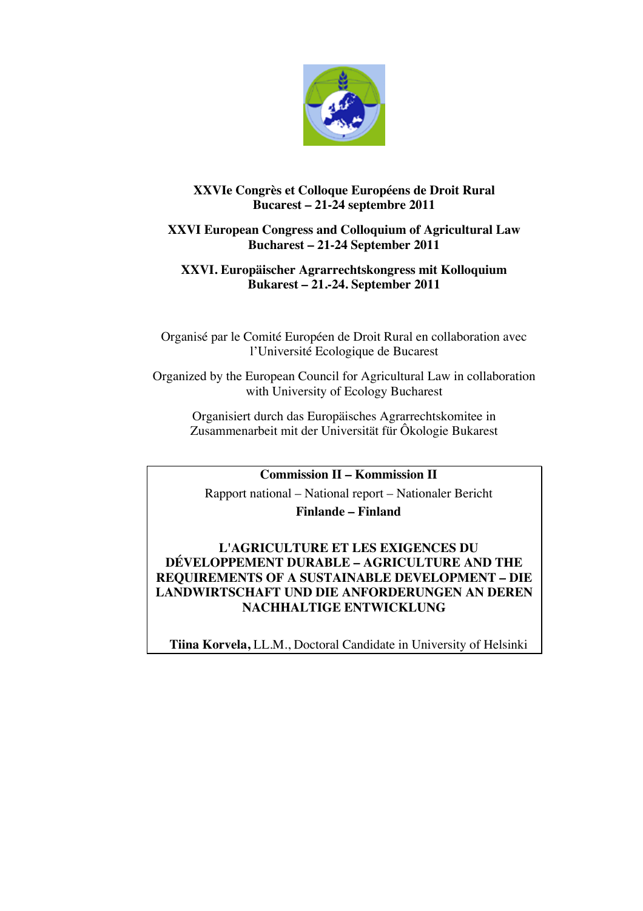**XXVIe Congrès et Colloque Européens de Droit Rural**
**Bucarest – 21-24 septembre 2011**

**XXVI European Congress and Colloquium of Agricultural Law**
**Bucharest – 21-24 September 2011**

**XXVI. Europäischer Agrarrechtskongress mit Kolloquium**
**Bukarest – 21.-24. September 2011**

Organisé par le Comité Européen de Droit Rural en collaboration avec l'Université Ecologique de Bucarest

Organized by the European Council for Agricultural Law in collaboration with University of Ecology Bucharest

Organisiert durch das Europäisches Agrarrechtskomitee in Zusammenarbeit mit der Universität für Ôkologie Bukarest

**Commission II – Kommission II**

Rapport national – National report – Nationaler Bericht

**Finlande – Finland**

# L'AGRICULTURE ET LES EXIGENCES DU DÉVELOPPEMENT DURABLE – AGRICULTURE AND THE REQUIREMENTS OF A SUSTAINABLE DEVELOPMENT – DIE LANDWIRTSCHAFT UND DIE ANFORDERUNGEN AN DEREN NACHHALTIGE ENTWICKLUNG

**Tiina Korvela,** LL.M., Doctoral Candidate in University of Helsinki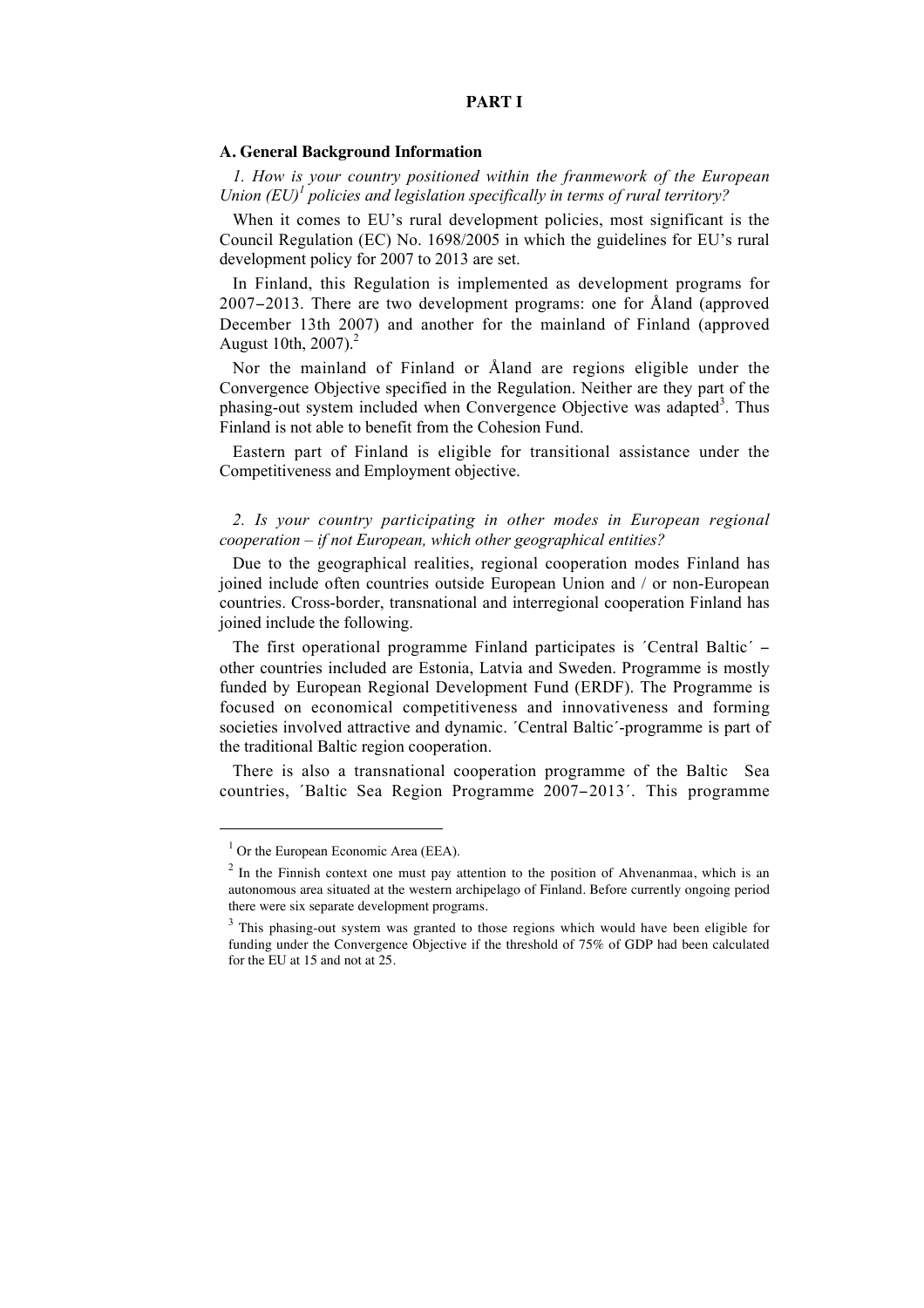# PART I

## A. General Background Information

*1. How is your country positioned within the franmework of the European Union (EU)[1] policies and legislation specifically in terms of rural territory?*

When it comes to EU's rural development policies, most significant is the Council Regulation (EC) No. 1698/2005 in which the guidelines for EU's rural development policy for 2007 to 2013 are set.

In Finland, this Regulation is implemented as development programs for 2007–2013. There are two development programs: one for Åland (approved December 13th 2007) and another for the mainland of Finland (approved August 10th, 2007).[2]

Nor the mainland of Finland or Åland are regions eligible under the Convergence Objective specified in the Regulation. Neither are they part of the phasing-out system included when Convergence Objective was adapted[3]. Thus Finland is not able to benefit from the Cohesion Fund.

Eastern part of Finland is eligible for transitional assistance under the Competitiveness and Employment objective.

*2. Is your country participating in other modes in European regional cooperation – if not European, which other geographical entities?*

Due to the geographical realities, regional cooperation modes Finland has joined include often countries outside European Union and / or non-European countries. Cross-border, transnational and interregional cooperation Finland has joined include the following.

The first operational programme Finland participates is ´Central Baltic´ – other countries included are Estonia, Latvia and Sweden. Programme is mostly funded by European Regional Development Fund (ERDF). The Programme is focused on economical competitiveness and innovativeness and forming societies involved attractive and dynamic. ´Central Baltic´-programme is part of the traditional Baltic region cooperation.

There is also a transnational cooperation programme of the Baltic Sea countries, ´Baltic Sea Region Programme 2007–2013´. This programme

---

[1] Or the European Economic Area (EEA).

[2] In the Finnish context one must pay attention to the position of Ahvenanmaa, which is an autonomous area situated at the western archipelago of Finland. Before currently ongoing period there were six separate development programs.

[3] This phasing-out system was granted to those regions which would have been eligible for funding under the Convergence Objective if the threshold of 75% of GDP had been calculated for the EU at 15 and not at 25.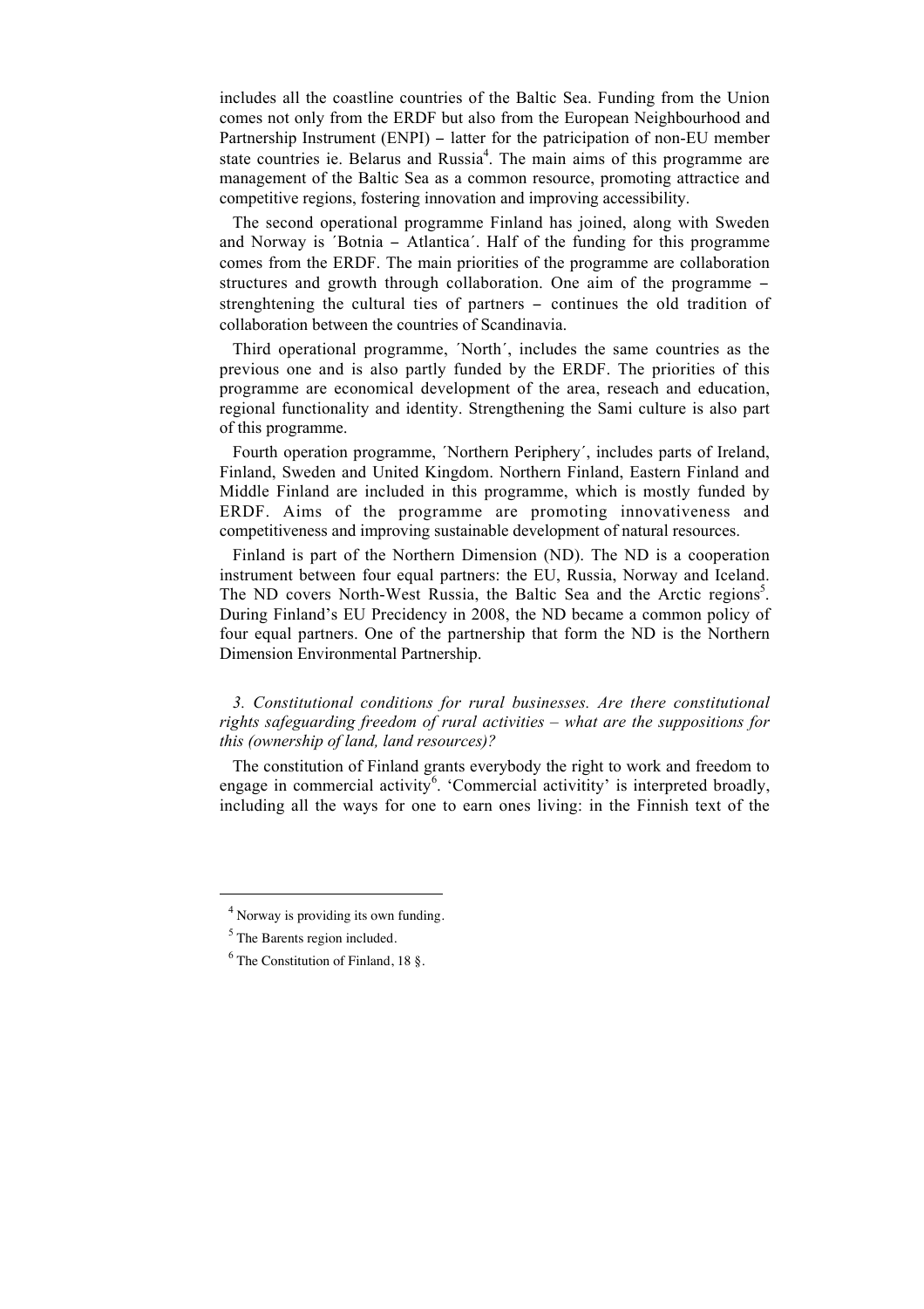includes all the coastline countries of the Baltic Sea. Funding from the Union comes not only from the ERDF but also from the European Neighbourhood and Partnership Instrument (ENPI) – latter for the patricipation of non-EU member state countries ie. Belarus and Russia[4]. The main aims of this programme are management of the Baltic Sea as a common resource, promoting attractice and competitive regions, fostering innovation and improving accessibility.

The second operational programme Finland has joined, along with Sweden and Norway is ´Botnia – Atlantica´. Half of the funding for this programme comes from the ERDF. The main priorities of the programme are collaboration structures and growth through collaboration. One aim of the programme – strenghtening the cultural ties of partners – continues the old tradition of collaboration between the countries of Scandinavia.

Third operational programme, ´North´, includes the same countries as the previous one and is also partly funded by the ERDF. The priorities of this programme are economical development of the area, reseach and education, regional functionality and identity. Strengthening the Sami culture is also part of this programme.

Fourth operation programme, ´Northern Periphery´, includes parts of Ireland, Finland, Sweden and United Kingdom. Northern Finland, Eastern Finland and Middle Finland are included in this programme, which is mostly funded by ERDF. Aims of the programme are promoting innovativeness and competitiveness and improving sustainable development of natural resources.

Finland is part of the Northern Dimension (ND). The ND is a cooperation instrument between four equal partners: the EU, Russia, Norway and Iceland. The ND covers North-West Russia, the Baltic Sea and the Arctic regions[5]. During Finland's EU Precidency in 2008, the ND became a common policy of four equal partners. One of the partnership that form the ND is the Northern Dimension Environmental Partnership.

*3. Constitutional conditions for rural businesses. Are there constitutional rights safeguarding freedom of rural activities – what are the suppositions for this (ownership of land, land resources)?*

The constitution of Finland grants everybody the right to work and freedom to engage in commercial activity[6]. 'Commercial activitity' is interpreted broadly, including all the ways for one to earn ones living: in the Finnish text of the

---

[4] Norway is providing its own funding.

[5] The Barents region included.

[6] The Constitution of Finland, 18 §.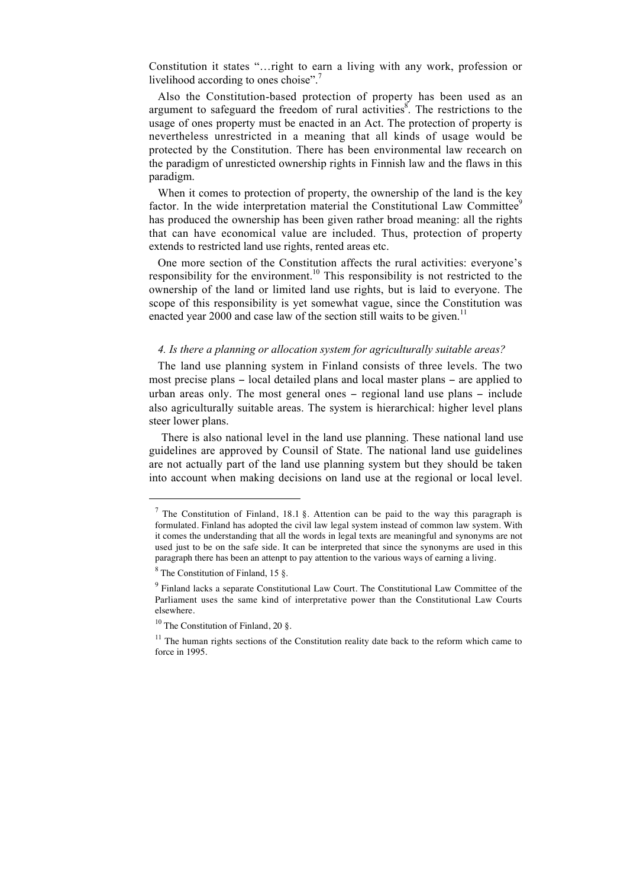Constitution it states "…right to earn a living with any work, profession or livelihood according to ones choise".[7]

Also the Constitution-based protection of property has been used as an argument to safeguard the freedom of rural activities[8]. The restrictions to the usage of ones property must be enacted in an Act. The protection of property is nevertheless unrestricted in a meaning that all kinds of usage would be protected by the Constitution. There has been environmental law recearch on the paradigm of unrestricted ownership rights in Finnish law and the flaws in this paradigm.

When it comes to protection of property, the ownership of the land is the key factor. In the wide interpretation material the Constitutional Law Committee[9] has produced the ownership has been given rather broad meaning: all the rights that can have economical value are included. Thus, protection of property extends to restricted land use rights, rented areas etc.

One more section of the Constitution affects the rural activities: everyone's responsibility for the environment.[10] This responsibility is not restricted to the ownership of the land or limited land use rights, but is laid to everyone. The scope of this responsibility is yet somewhat vague, since the Constitution was enacted year 2000 and case law of the section still waits to be given.[11]

*4. Is there a planning or allocation system for agriculturally suitable areas?*

The land use planning system in Finland consists of three levels. The two most precise plans – local detailed plans and local master plans – are applied to urban areas only. The most general ones – regional land use plans – include also agriculturally suitable areas. The system is hierarchical: higher level plans steer lower plans.

There is also national level in the land use planning. These national land use guidelines are approved by Counsil of State. The national land use guidelines are not actually part of the land use planning system but they should be taken into account when making decisions on land use at the regional or local level.

---

[7] The Constitution of Finland, 18.1 §. Attention can be paid to the way this paragraph is formulated. Finland has adopted the civil law legal system instead of common law system. With it comes the understanding that all the words in legal texts are meaningful and synonyms are not used just to be on the safe side. It can be interpreted that since the synonyms are used in this paragraph there has been an attenpt to pay attention to the various ways of earning a living.

[8] The Constitution of Finland, 15 §.

[9] Finland lacks a separate Constitutional Law Court. The Constitutional Law Committee of the Parliament uses the same kind of interpretative power than the Constitutional Law Courts elsewhere.

[10] The Constitution of Finland, 20 §.

[11] The human rights sections of the Constitution reality date back to the reform which came to force in 1995.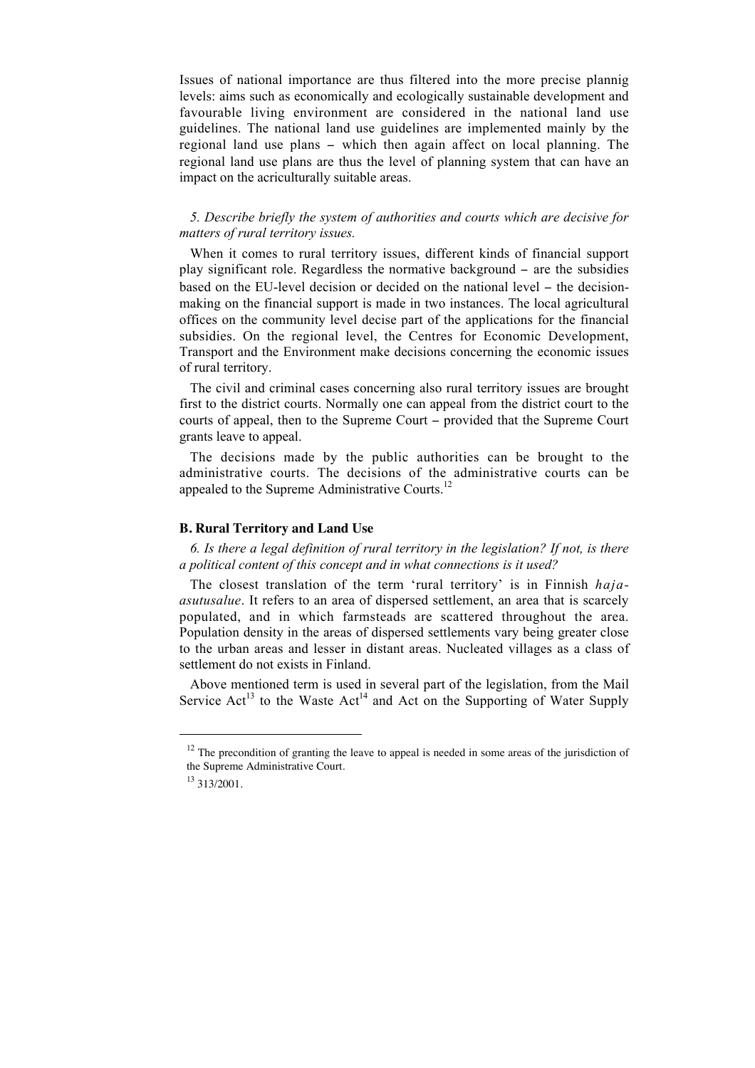Issues of national importance are thus filtered into the more precise plannig levels: aims such as economically and ecologically sustainable development and favourable living environment are considered in the national land use guidelines. The national land use guidelines are implemented mainly by the regional land use plans – which then again affect on local planning. The regional land use plans are thus the level of planning system that can have an impact on the acriculturally suitable areas.

*5. Describe briefly the system of authorities and courts which are decisive for matters of rural territory issues.*

When it comes to rural territory issues, different kinds of financial support play significant role. Regardless the normative background – are the subsidies based on the EU-level decision or decided on the national level – the decision-making on the financial support is made in two instances. The local agricultural offices on the community level decise part of the applications for the financial subsidies. On the regional level, the Centres for Economic Development, Transport and the Environment make decisions concerning the economic issues of rural territory.

The civil and criminal cases concerning also rural territory issues are brought first to the district courts. Normally one can appeal from the district court to the courts of appeal, then to the Supreme Court – provided that the Supreme Court grants leave to appeal.

The decisions made by the public authorities can be brought to the administrative courts. The decisions of the administrative courts can be appealed to the Supreme Administrative Courts.[12]

### B. Rural Territory and Land Use

*6. Is there a legal definition of rural territory in the legislation? If not, is there a political content of this concept and in what connections is it used?*

The closest translation of the term 'rural territory' is in Finnish *haja-asutusalue*. It refers to an area of dispersed settlement, an area that is scarcely populated, and in which farmsteads are scattered throughout the area. Population density in the areas of dispersed settlements vary being greater close to the urban areas and lesser in distant areas. Nucleated villages as a class of settlement do not exists in Finland.

Above mentioned term is used in several part of the legislation, from the Mail Service Act[13] to the Waste Act[14] and Act on the Supporting of Water Supply

---

[12] The precondition of granting the leave to appeal is needed in some areas of the jurisdiction of the Supreme Administrative Court.

[13] 313/2001.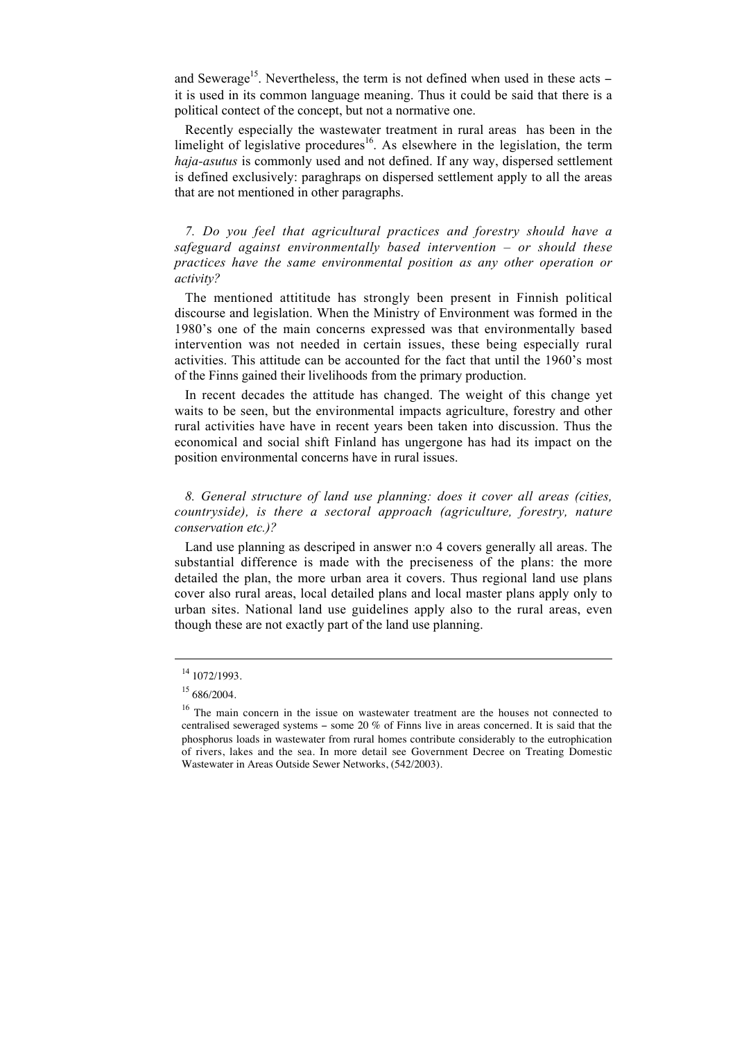and Sewerage[15]. Nevertheless, the term is not defined when used in these acts – it is used in its common language meaning. Thus it could be said that there is a political contect of the concept, but not a normative one.

Recently especially the wastewater treatment in rural areas  has been in the limelight of legislative procedures[16]. As elsewhere in the legislation, the term *haja-asutus* is commonly used and not defined. If any way, dispersed settlement is defined exclusively: paraghraps on dispersed settlement apply to all the areas that are not mentioned in other paragraphs.

*7. Do you feel that agricultural practices and forestry should have a safeguard against environmentally based intervention – or should these practices have the same environmental position as any other operation or activity?*

The mentioned attititude has strongly been present in Finnish political discourse and legislation. When the Ministry of Environment was formed in the 1980's one of the main concerns expressed was that environmentally based intervention was not needed in certain issues, these being especially rural activities. This attitude can be accounted for the fact that until the 1960's most of the Finns gained their livelihoods from the primary production.

In recent decades the attitude has changed. The weight of this change yet waits to be seen, but the environmental impacts agriculture, forestry and other rural activities have have in recent years been taken into discussion. Thus the economical and social shift Finland has ungergone has had its impact on the position environmental concerns have in rural issues.

*8. General structure of land use planning: does it cover all areas (cities, countryside), is there a sectoral approach (agriculture, forestry, nature conservation etc.)?*

Land use planning as descriped in answer n:o 4 covers generally all areas. The substantial difference is made with the preciseness of the plans: the more detailed the plan, the more urban area it covers. Thus regional land use plans cover also rural areas, local detailed plans and local master plans apply only to urban sites. National land use guidelines apply also to the rural areas, even though these are not exactly part of the land use planning.

---

[14] 1072/1993.

[15] 686/2004.

[16] The main concern in the issue on wastewater treatment are the houses not connected to centralised seweraged systems – some 20 % of Finns live in areas concerned. It is said that the phosphorus loads in wastewater from rural homes contribute considerably to the eutrophication of rivers, lakes and the sea. In more detail see Government Decree on Treating Domestic Wastewater in Areas Outside Sewer Networks, (542/2003).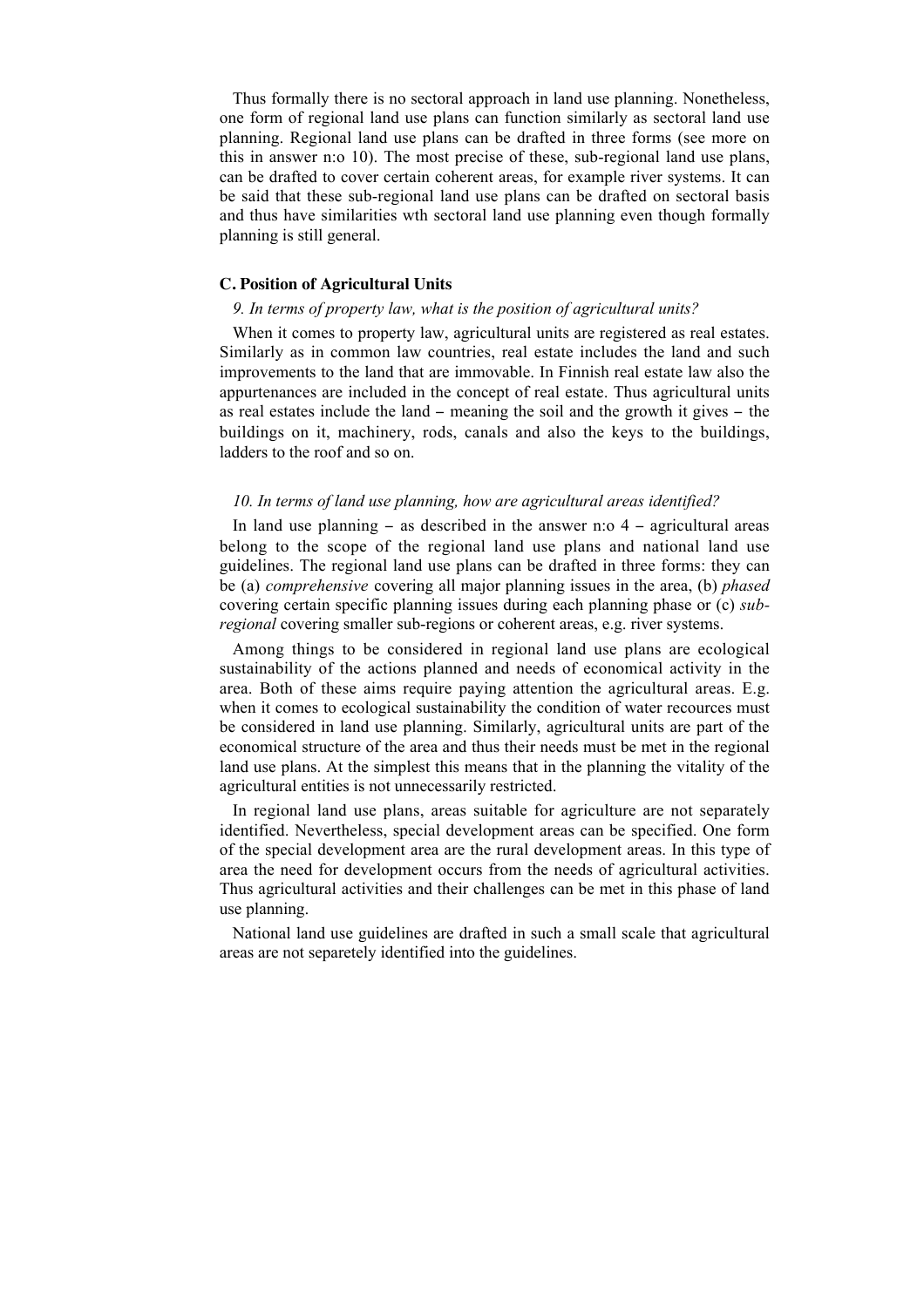Thus formally there is no sectoral approach in land use planning. Nonetheless, one form of regional land use plans can function similarly as sectoral land use planning. Regional land use plans can be drafted in three forms (see more on this in answer n:o 10). The most precise of these, sub-regional land use plans, can be drafted to cover certain coherent areas, for example river systems. It can be said that these sub-regional land use plans can be drafted on sectoral basis and thus have similarities wth sectoral land use planning even though formally planning is still general.

### C. Position of Agricultural Units

*9. In terms of property law, what is the position of agricultural units?*

When it comes to property law, agricultural units are registered as real estates. Similarly as in common law countries, real estate includes the land and such improvements to the land that are immovable. In Finnish real estate law also the appurtenances are included in the concept of real estate. Thus agricultural units as real estates include the land – meaning the soil and the growth it gives – the buildings on it, machinery, rods, canals and also the keys to the buildings, ladders to the roof and so on.

*10. In terms of land use planning, how are agricultural areas identified?*

In land use planning – as described in the answer n:o 4 – agricultural areas belong to the scope of the regional land use plans and national land use guidelines. The regional land use plans can be drafted in three forms: they can be (a) *comprehensive* covering all major planning issues in the area, (b) *phased* covering certain specific planning issues during each planning phase or (c) *sub-regional* covering smaller sub-regions or coherent areas, e.g. river systems.

Among things to be considered in regional land use plans are ecological sustainability of the actions planned and needs of economical activity in the area. Both of these aims require paying attention the agricultural areas. E.g. when it comes to ecological sustainability the condition of water recources must be considered in land use planning. Similarly, agricultural units are part of the economical structure of the area and thus their needs must be met in the regional land use plans. At the simplest this means that in the planning the vitality of the agricultural entities is not unnecessarily restricted.

In regional land use plans, areas suitable for agriculture are not separately identified. Nevertheless, special development areas can be specified. One form of the special development area are the rural development areas. In this type of area the need for development occurs from the needs of agricultural activities. Thus agricultural activities and their challenges can be met in this phase of land use planning.

National land use guidelines are drafted in such a small scale that agricultural areas are not separetely identified into the guidelines.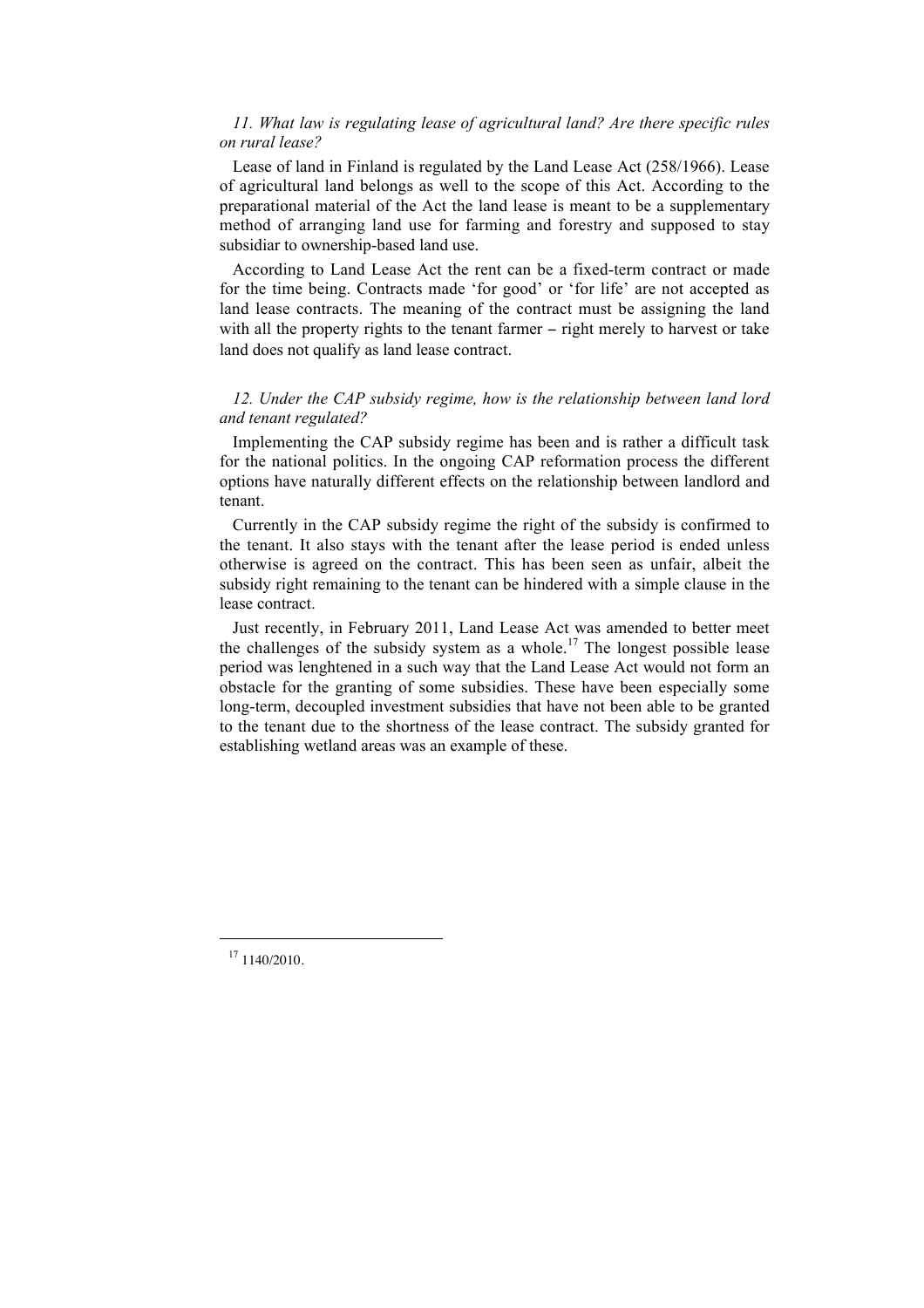*11. What law is regulating lease of agricultural land? Are there specific rules on rural lease?*

Lease of land in Finland is regulated by the Land Lease Act (258/1966). Lease of agricultural land belongs as well to the scope of this Act. According to the preparational material of the Act the land lease is meant to be a supplementary method of arranging land use for farming and forestry and supposed to stay subsidiar to ownership-based land use.

According to Land Lease Act the rent can be a fixed-term contract or made for the time being. Contracts made 'for good' or 'for life' are not accepted as land lease contracts. The meaning of the contract must be assigning the land with all the property rights to the tenant farmer – right merely to harvest or take land does not qualify as land lease contract.

*12. Under the CAP subsidy regime, how is the relationship between land lord and tenant regulated?*

Implementing the CAP subsidy regime has been and is rather a difficult task for the national politics. In the ongoing CAP reformation process the different options have naturally different effects on the relationship between landlord and tenant.

Currently in the CAP subsidy regime the right of the subsidy is confirmed to the tenant. It also stays with the tenant after the lease period is ended unless otherwise is agreed on the contract. This has been seen as unfair, albeit the subsidy right remaining to the tenant can be hindered with a simple clause in the lease contract.

Just recently, in February 2011, Land Lease Act was amended to better meet the challenges of the subsidy system as a whole.[17] The longest possible lease period was lenghtened in a such way that the Land Lease Act would not form an obstacle for the granting of some subsidies. These have been especially some long-term, decoupled investment subsidies that have not been able to be granted to the tenant due to the shortness of the lease contract. The subsidy granted for establishing wetland areas was an example of these.

[17] 1140/2010.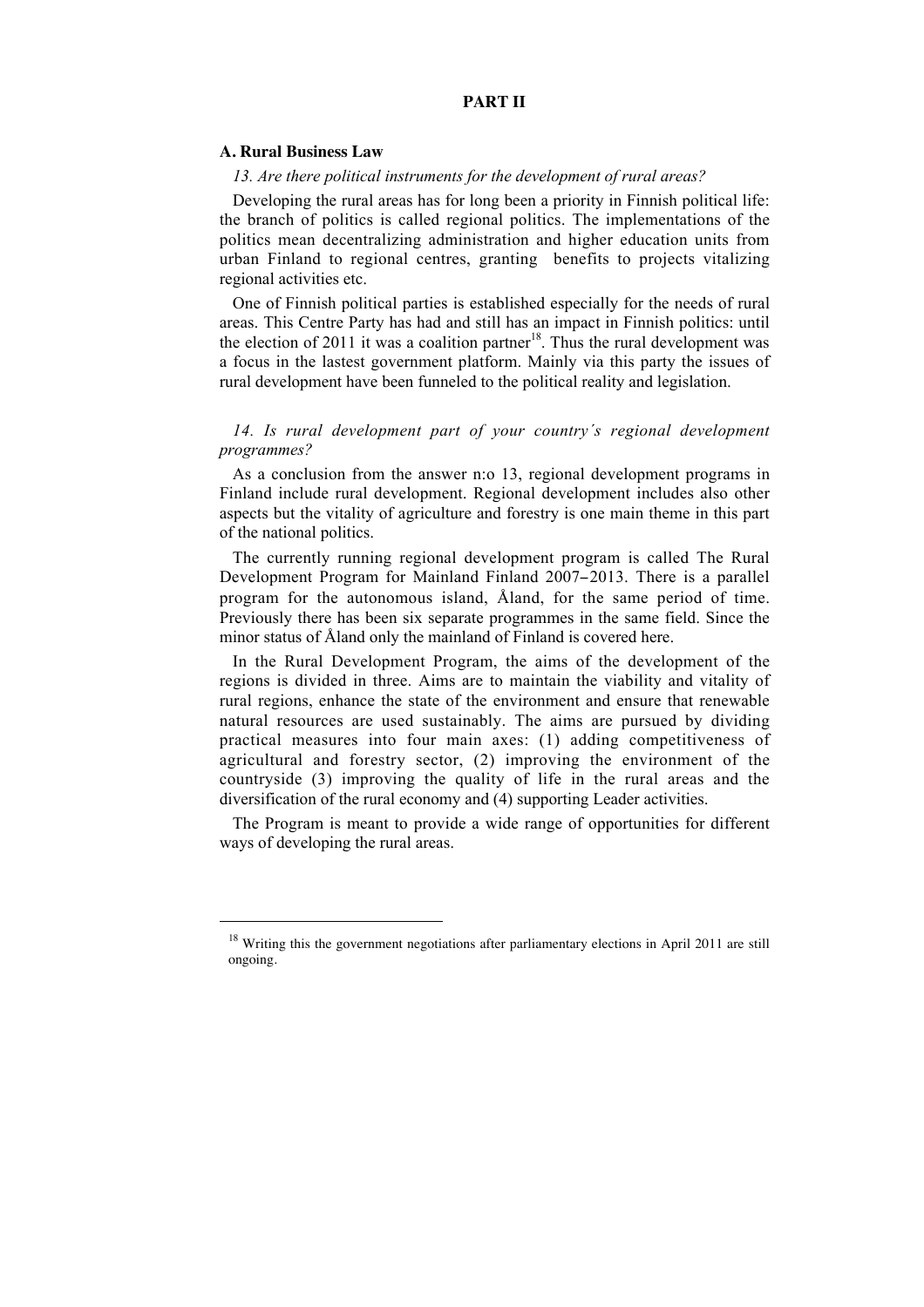# PART II

## A. Rural Business Law

*13. Are there political instruments for the development of rural areas?*

Developing the rural areas has for long been a priority in Finnish political life: the branch of politics is called regional politics. The implementations of the politics mean decentralizing administration and higher education units from urban Finland to regional centres, granting benefits to projects vitalizing regional activities etc.

One of Finnish political parties is established especially for the needs of rural areas. This Centre Party has had and still has an impact in Finnish politics: until the election of 2011 it was a coalition partner[18]. Thus the rural development was a focus in the lastest government platform. Mainly via this party the issues of rural development have been funneled to the political reality and legislation.

*14. Is rural development part of your country´s regional development programmes?*

As a conclusion from the answer n:o 13, regional development programs in Finland include rural development. Regional development includes also other aspects but the vitality of agriculture and forestry is one main theme in this part of the national politics.

The currently running regional development program is called The Rural Development Program for Mainland Finland 2007–2013. There is a parallel program for the autonomous island, Åland, for the same period of time. Previously there has been six separate programmes in the same field. Since the minor status of Åland only the mainland of Finland is covered here.

In the Rural Development Program, the aims of the development of the regions is divided in three. Aims are to maintain the viability and vitality of rural regions, enhance the state of the environment and ensure that renewable natural resources are used sustainably. The aims are pursued by dividing practical measures into four main axes: (1) adding competitiveness of agricultural and forestry sector, (2) improving the environment of the countryside (3) improving the quality of life in the rural areas and the diversification of the rural economy and (4) supporting Leader activities.

The Program is meant to provide a wide range of opportunities for different ways of developing the rural areas.

---

[18] Writing this the government negotiations after parliamentary elections in April 2011 are still ongoing.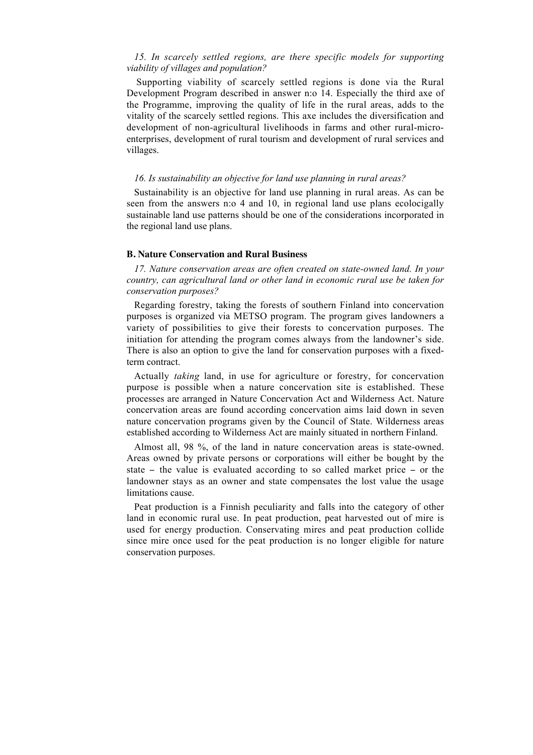*15. In scarcely settled regions, are there specific models for supporting viability of villages and population?*

Supporting viability of scarcely settled regions is done via the Rural Development Program described in answer n:o 14. Especially the third axe of the Programme, improving the quality of life in the rural areas, adds to the vitality of the scarcely settled regions. This axe includes the diversification and development of non-agricultural livelihoods in farms and other rural-micro-enterprises, development of rural tourism and development of rural services and villages.

*16. Is sustainability an objective for land use planning in rural areas?*

Sustainability is an objective for land use planning in rural areas. As can be seen from the answers n:o 4 and 10, in regional land use plans ecolocigally sustainable land use patterns should be one of the considerations incorporated in the regional land use plans.

**B. Nature Conservation and Rural Business**

*17. Nature conservation areas are often created on state-owned land. In your country, can agricultural land or other land in economic rural use be taken for conservation purposes?*

Regarding forestry, taking the forests of southern Finland into concervation purposes is organized via METSO program. The program gives landowners a variety of possibilities to give their forests to concervation purposes. The initiation for attending the program comes always from the landowner's side. There is also an option to give the land for conservation purposes with a fixed-term contract.

Actually *taking* land, in use for agriculture or forestry, for concervation purpose is possible when a nature concervation site is established. These processes are arranged in Nature Concervation Act and Wilderness Act. Nature concervation areas are found according concervation aims laid down in seven nature concervation programs given by the Council of State. Wilderness areas established according to Wilderness Act are mainly situated in northern Finland.

Almost all, 98 %, of the land in nature concervation areas is state-owned. Areas owned by private persons or corporations will either be bought by the state – the value is evaluated according to so called market price – or the landowner stays as an owner and state compensates the lost value the usage limitations cause.

Peat production is a Finnish peculiarity and falls into the category of other land in economic rural use. In peat production, peat harvested out of mire is used for energy production. Conservating mires and peat production collide since mire once used for the peat production is no longer eligible for nature conservation purposes.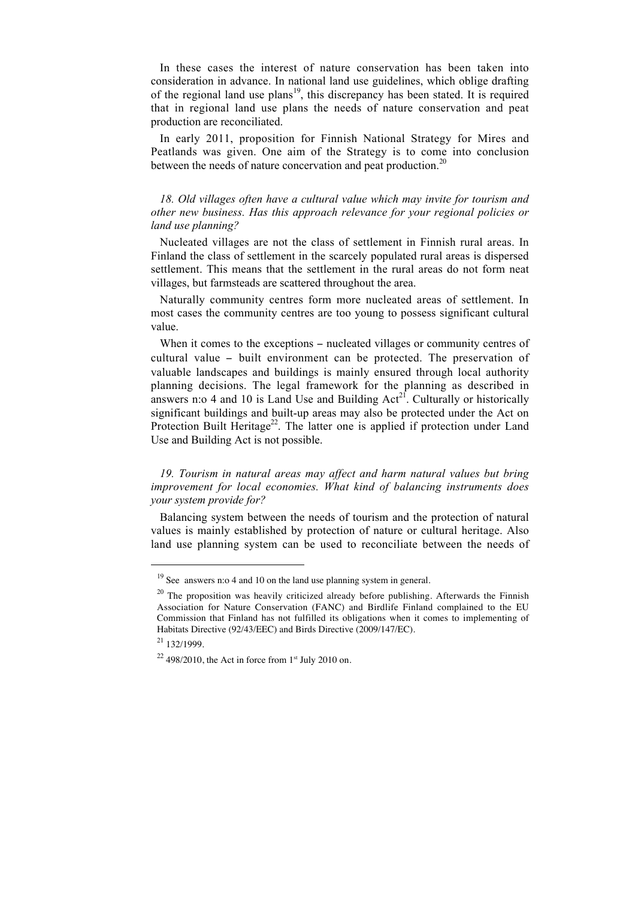In these cases the interest of nature conservation has been taken into consideration in advance. In national land use guidelines, which oblige drafting of the regional land use plans[19], this discrepancy has been stated. It is required that in regional land use plans the needs of nature conservation and peat production are reconciliated.

In early 2011, proposition for Finnish National Strategy for Mires and Peatlands was given. One aim of the Strategy is to come into conclusion between the needs of nature concervation and peat production.[20]

*18. Old villages often have a cultural value which may invite for tourism and other new business. Has this approach relevance for your regional policies or land use planning?*

Nucleated villages are not the class of settlement in Finnish rural areas. In Finland the class of settlement in the scarcely populated rural areas is dispersed settlement. This means that the settlement in the rural areas do not form neat villages, but farmsteads are scattered throughout the area.

Naturally community centres form more nucleated areas of settlement. In most cases the community centres are too young to possess significant cultural value.

When it comes to the exceptions – nucleated villages or community centres of cultural value – built environment can be protected. The preservation of valuable landscapes and buildings is mainly ensured through local authority planning decisions. The legal framework for the planning as described in answers n:o 4 and 10 is Land Use and Building Act[21]. Culturally or historically significant buildings and built-up areas may also be protected under the Act on Protection Built Heritage[22]. The latter one is applied if protection under Land Use and Building Act is not possible.

*19. Tourism in natural areas may affect and harm natural values but bring improvement for local economies. What kind of balancing instruments does your system provide for?*

Balancing system between the needs of tourism and the protection of natural values is mainly established by protection of nature or cultural heritage. Also land use planning system can be used to reconciliate between the needs of

---

[19] See answers n:o 4 and 10 on the land use planning system in general.

[20] The proposition was heavily criticized already before publishing. Afterwards the Finnish Association for Nature Conservation (FANC) and Birdlife Finland complained to the EU Commission that Finland has not fulfilled its obligations when it comes to implementing of Habitats Directive (92/43/EEC) and Birds Directive (2009/147/EC).

[21] 132/1999.

[22] 498/2010, the Act in force from 1st July 2010 on.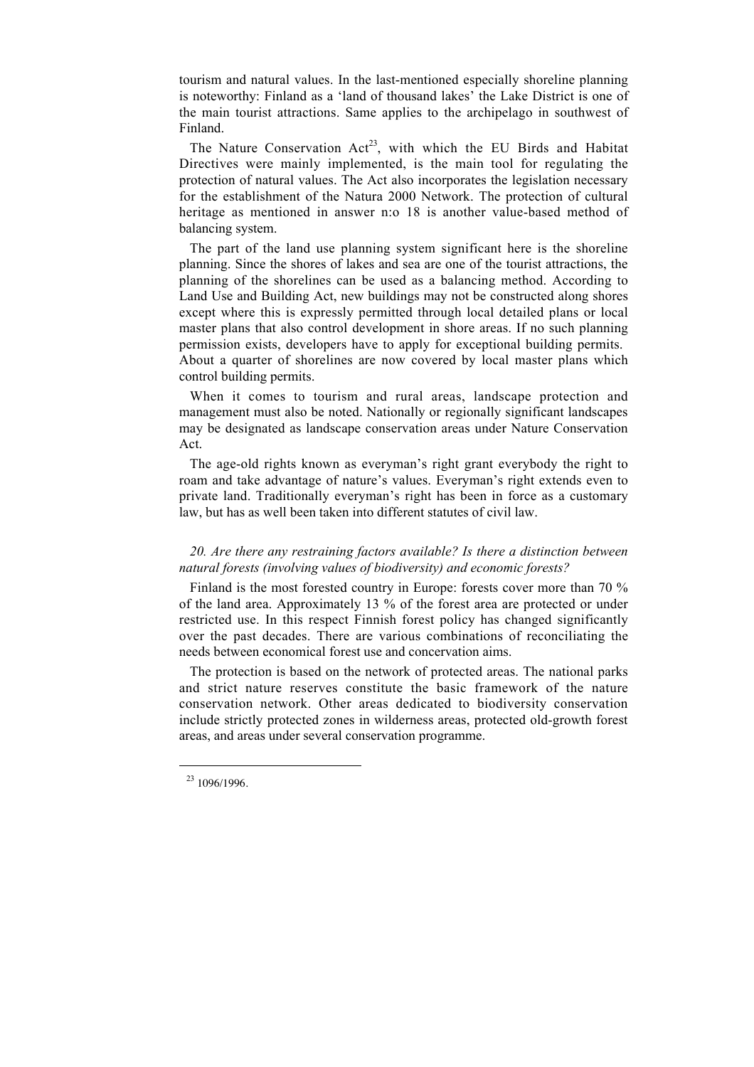tourism and natural values. In the last-mentioned especially shoreline planning is noteworthy: Finland as a 'land of thousand lakes' the Lake District is one of the main tourist attractions. Same applies to the archipelago in southwest of Finland.

The Nature Conservation Act[23], with which the EU Birds and Habitat Directives were mainly implemented, is the main tool for regulating the protection of natural values. The Act also incorporates the legislation necessary for the establishment of the Natura 2000 Network. The protection of cultural heritage as mentioned in answer n:o 18 is another value-based method of balancing system.

The part of the land use planning system significant here is the shoreline planning. Since the shores of lakes and sea are one of the tourist attractions, the planning of the shorelines can be used as a balancing method. According to Land Use and Building Act, new buildings may not be constructed along shores except where this is expressly permitted through local detailed plans or local master plans that also control development in shore areas. If no such planning permission exists, developers have to apply for exceptional building permits. About a quarter of shorelines are now covered by local master plans which control building permits.

When it comes to tourism and rural areas, landscape protection and management must also be noted. Nationally or regionally significant landscapes may be designated as landscape conservation areas under Nature Conservation Act.

The age-old rights known as everyman's right grant everybody the right to roam and take advantage of nature's values. Everyman's right extends even to private land. Traditionally everyman's right has been in force as a customary law, but has as well been taken into different statutes of civil law.

*20. Are there any restraining factors available? Is there a distinction between natural forests (involving values of biodiversity) and economic forests?*

Finland is the most forested country in Europe: forests cover more than 70 % of the land area. Approximately 13 % of the forest area are protected or under restricted use. In this respect Finnish forest policy has changed significantly over the past decades. There are various combinations of reconciliating the needs between economical forest use and concervation aims.

The protection is based on the network of protected areas. The national parks and strict nature reserves constitute the basic framework of the nature conservation network. Other areas dedicated to biodiversity conservation include strictly protected zones in wilderness areas, protected old-growth forest areas, and areas under several conservation programme.

---

[23] 1096/1996.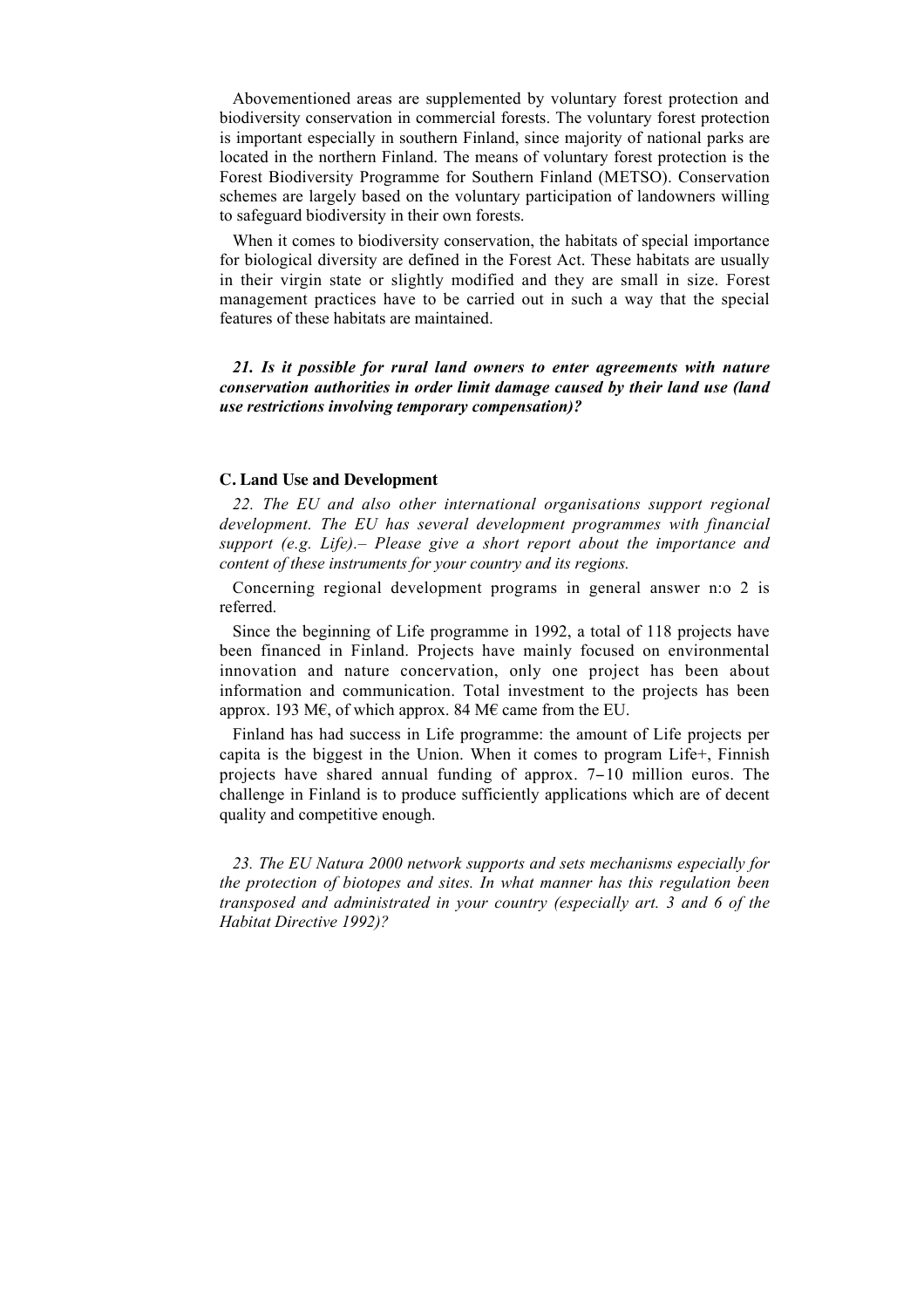Abovementioned areas are supplemented by voluntary forest protection and biodiversity conservation in commercial forests. The voluntary forest protection is important especially in southern Finland, since majority of national parks are located in the northern Finland. The means of voluntary forest protection is the Forest Biodiversity Programme for Southern Finland (METSO). Conservation schemes are largely based on the voluntary participation of landowners willing to safeguard biodiversity in their own forests.

When it comes to biodiversity conservation, the habitats of special importance for biological diversity are defined in the Forest Act. These habitats are usually in their virgin state or slightly modified and they are small in size. Forest management practices have to be carried out in such a way that the special features of these habitats are maintained.

***21. Is it possible for rural land owners to enter agreements with nature conservation authorities in order limit damage caused by their land use (land use restrictions involving temporary compensation)?***

### C. Land Use and Development

*22. The EU and also other international organisations support regional development. The EU has several development programmes with financial support (e.g. Life).– Please give a short report about the importance and content of these instruments for your country and its regions.*

Concerning regional development programs in general answer n:o 2 is referred.

Since the beginning of Life programme in 1992, a total of 118 projects have been financed in Finland. Projects have mainly focused on environmental innovation and nature concervation, only one project has been about information and communication. Total investment to the projects has been approx. 193 M€, of which approx. 84 M€ came from the EU.

Finland has had success in Life programme: the amount of Life projects per capita is the biggest in the Union. When it comes to program Life+, Finnish projects have shared annual funding of approx. 7–10 million euros. The challenge in Finland is to produce sufficiently applications which are of decent quality and competitive enough.

*23. The EU Natura 2000 network supports and sets mechanisms especially for the protection of biotopes and sites. In what manner has this regulation been transposed and administrated in your country (especially art. 3 and 6 of the Habitat Directive 1992)?*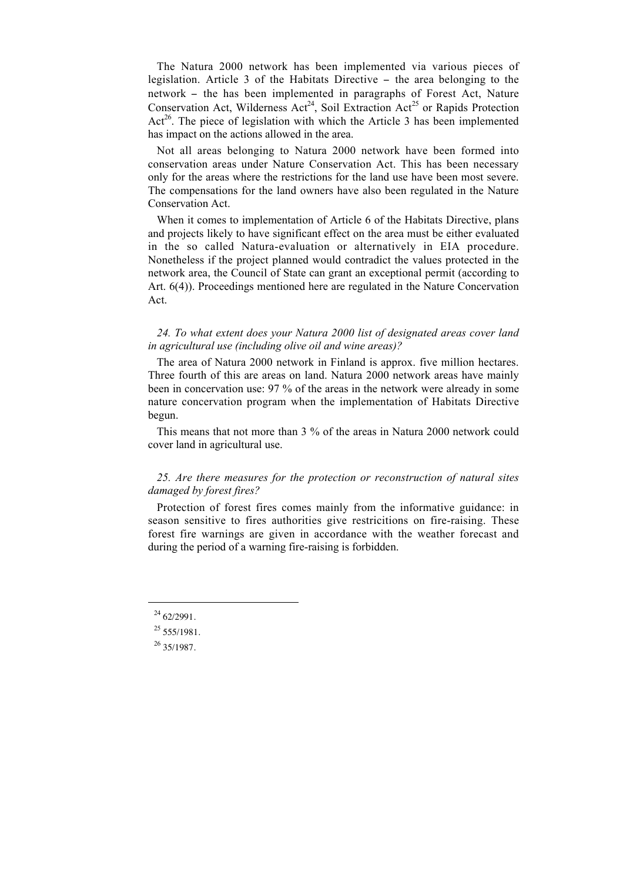The Natura 2000 network has been implemented via various pieces of legislation. Article 3 of the Habitats Directive – the area belonging to the network – the has been implemented in paragraphs of Forest Act, Nature Conservation Act, Wilderness Act[24], Soil Extraction Act[25] or Rapids Protection Act[26]. The piece of legislation with which the Article 3 has been implemented has impact on the actions allowed in the area.

Not all areas belonging to Natura 2000 network have been formed into conservation areas under Nature Conservation Act. This has been necessary only for the areas where the restrictions for the land use have been most severe. The compensations for the land owners have also been regulated in the Nature Conservation Act.

When it comes to implementation of Article 6 of the Habitats Directive, plans and projects likely to have significant effect on the area must be either evaluated in the so called Natura-evaluation or alternatively in EIA procedure. Nonetheless if the project planned would contradict the values protected in the network area, the Council of State can grant an exceptional permit (according to Art. 6(4)). Proceedings mentioned here are regulated in the Nature Concervation Act.

*24. To what extent does your Natura 2000 list of designated areas cover land in agricultural use (including olive oil and wine areas)?*

The area of Natura 2000 network in Finland is approx. five million hectares. Three fourth of this are areas on land. Natura 2000 network areas have mainly been in concervation use: 97 % of the areas in the network were already in some nature concervation program when the implementation of Habitats Directive begun.

This means that not more than 3 % of the areas in Natura 2000 network could cover land in agricultural use.

*25. Are there measures for the protection or reconstruction of natural sites damaged by forest fires?*

Protection of forest fires comes mainly from the informative guidance: in season sensitive to fires authorities give restricitions on fire-raising. These forest fire warnings are given in accordance with the weather forecast and during the period of a warning fire-raising is forbidden.

[24] 62/2991.

[25] 555/1981.

[26] 35/1987.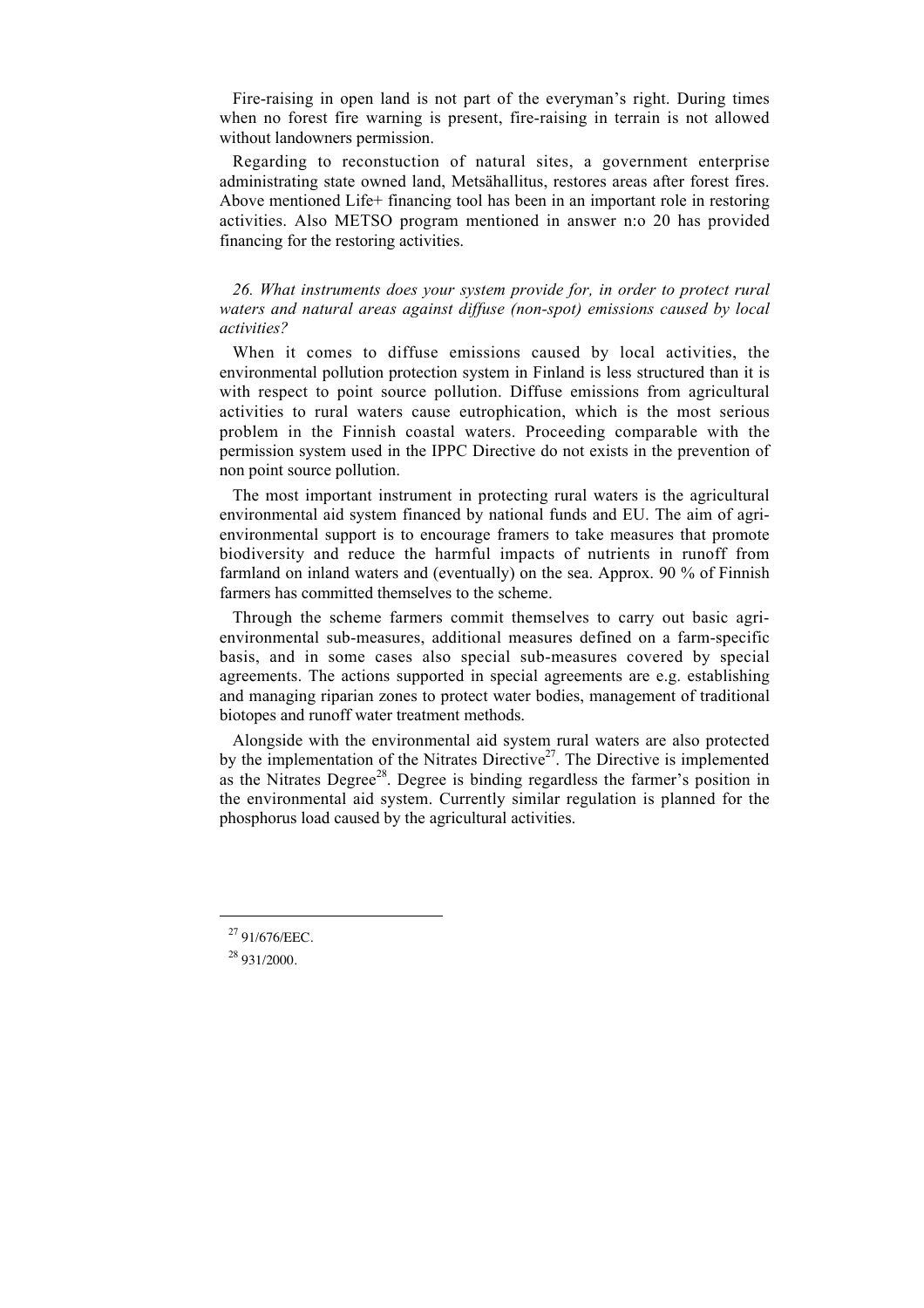Fire-raising in open land is not part of the everyman's right. During times when no forest fire warning is present, fire-raising in terrain is not allowed without landowners permission.

Regarding to reconstuction of natural sites, a government enterprise administrating state owned land, Metsähallitus, restores areas after forest fires. Above mentioned Life+ financing tool has been in an important role in restoring activities. Also METSO program mentioned in answer n:o 20 has provided financing for the restoring activities.

*26. What instruments does your system provide for, in order to protect rural waters and natural areas against diffuse (non-spot) emissions caused by local activities?*

When it comes to diffuse emissions caused by local activities, the environmental pollution protection system in Finland is less structured than it is with respect to point source pollution. Diffuse emissions from agricultural activities to rural waters cause eutrophication, which is the most serious problem in the Finnish coastal waters. Proceeding comparable with the permission system used in the IPPC Directive do not exists in the prevention of non point source pollution.

The most important instrument in protecting rural waters is the agricultural environmental aid system financed by national funds and EU. The aim of agri-environmental support is to encourage framers to take measures that promote biodiversity and reduce the harmful impacts of nutrients in runoff from farmland on inland waters and (eventually) on the sea. Approx. 90 % of Finnish farmers has committed themselves to the scheme.

Through the scheme farmers commit themselves to carry out basic agri-environmental sub-measures, additional measures defined on a farm-specific basis, and in some cases also special sub-measures covered by special agreements. The actions supported in special agreements are e.g. establishing and managing riparian zones to protect water bodies, management of traditional biotopes and runoff water treatment methods.

Alongside with the environmental aid system rural waters are also protected by the implementation of the Nitrates Directive[27]. The Directive is implemented as the Nitrates Degree[28]. Degree is binding regardless the farmer's position in the environmental aid system. Currently similar regulation is planned for the phosphorus load caused by the agricultural activities.

---

[27] 91/676/EEC.

[28] 931/2000.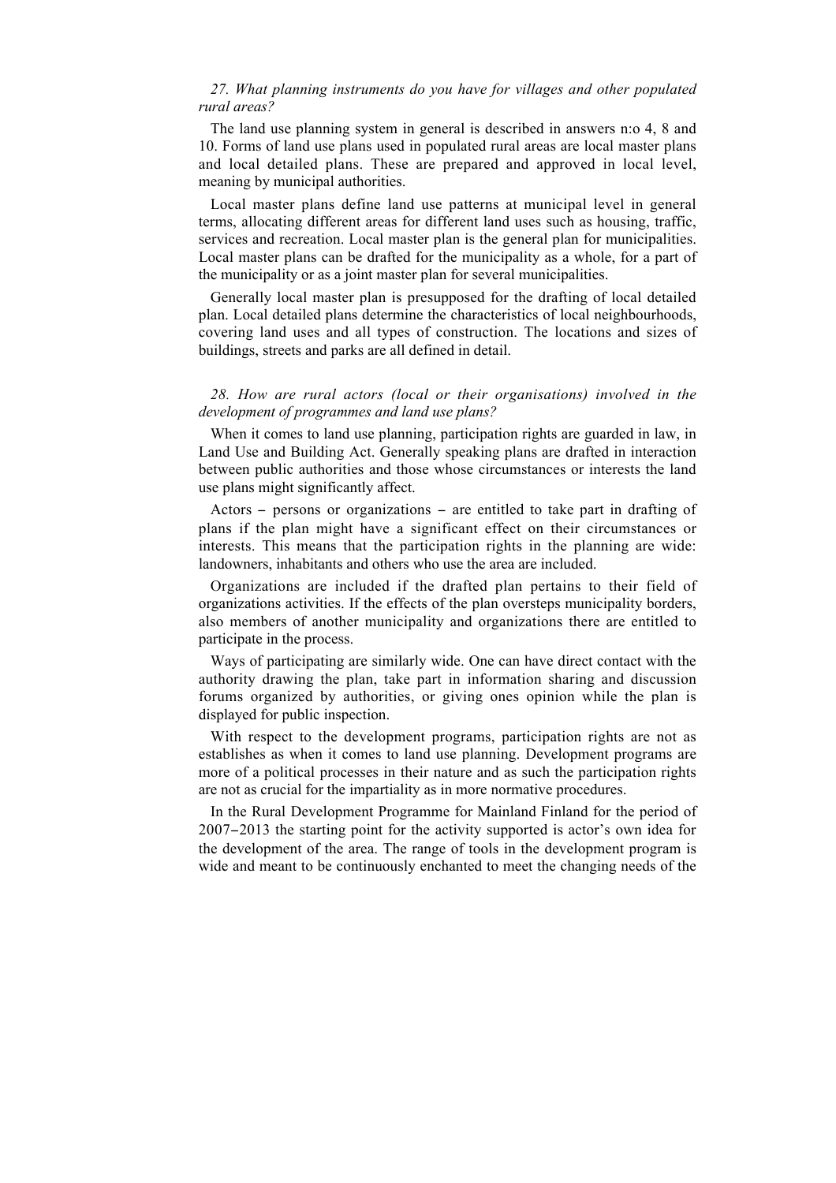*27. What planning instruments do you have for villages and other populated rural areas?*

The land use planning system in general is described in answers n:o 4, 8 and 10. Forms of land use plans used in populated rural areas are local master plans and local detailed plans. These are prepared and approved in local level, meaning by municipal authorities.

Local master plans define land use patterns at municipal level in general terms, allocating different areas for different land uses such as housing, traffic, services and recreation. Local master plan is the general plan for municipalities. Local master plans can be drafted for the municipality as a whole, for a part of the municipality or as a joint master plan for several municipalities.

Generally local master plan is presupposed for the drafting of local detailed plan. Local detailed plans determine the characteristics of local neighbourhoods, covering land uses and all types of construction. The locations and sizes of buildings, streets and parks are all defined in detail.

*28. How are rural actors (local or their organisations) involved in the development of programmes and land use plans?*

When it comes to land use planning, participation rights are guarded in law, in Land Use and Building Act. Generally speaking plans are drafted in interaction between public authorities and those whose circumstances or interests the land use plans might significantly affect.

Actors – persons or organizations – are entitled to take part in drafting of plans if the plan might have a significant effect on their circumstances or interests. This means that the participation rights in the planning are wide: landowners, inhabitants and others who use the area are included.

Organizations are included if the drafted plan pertains to their field of organizations activities. If the effects of the plan oversteps municipality borders, also members of another municipality and organizations there are entitled to participate in the process.

Ways of participating are similarly wide. One can have direct contact with the authority drawing the plan, take part in information sharing and discussion forums organized by authorities, or giving ones opinion while the plan is displayed for public inspection.

With respect to the development programs, participation rights are not as establishes as when it comes to land use planning. Development programs are more of a political processes in their nature and as such the participation rights are not as crucial for the impartiality as in more normative procedures.

In the Rural Development Programme for Mainland Finland for the period of 2007–2013 the starting point for the activity supported is actor's own idea for the development of the area. The range of tools in the development program is wide and meant to be continuously enchanted to meet the changing needs of the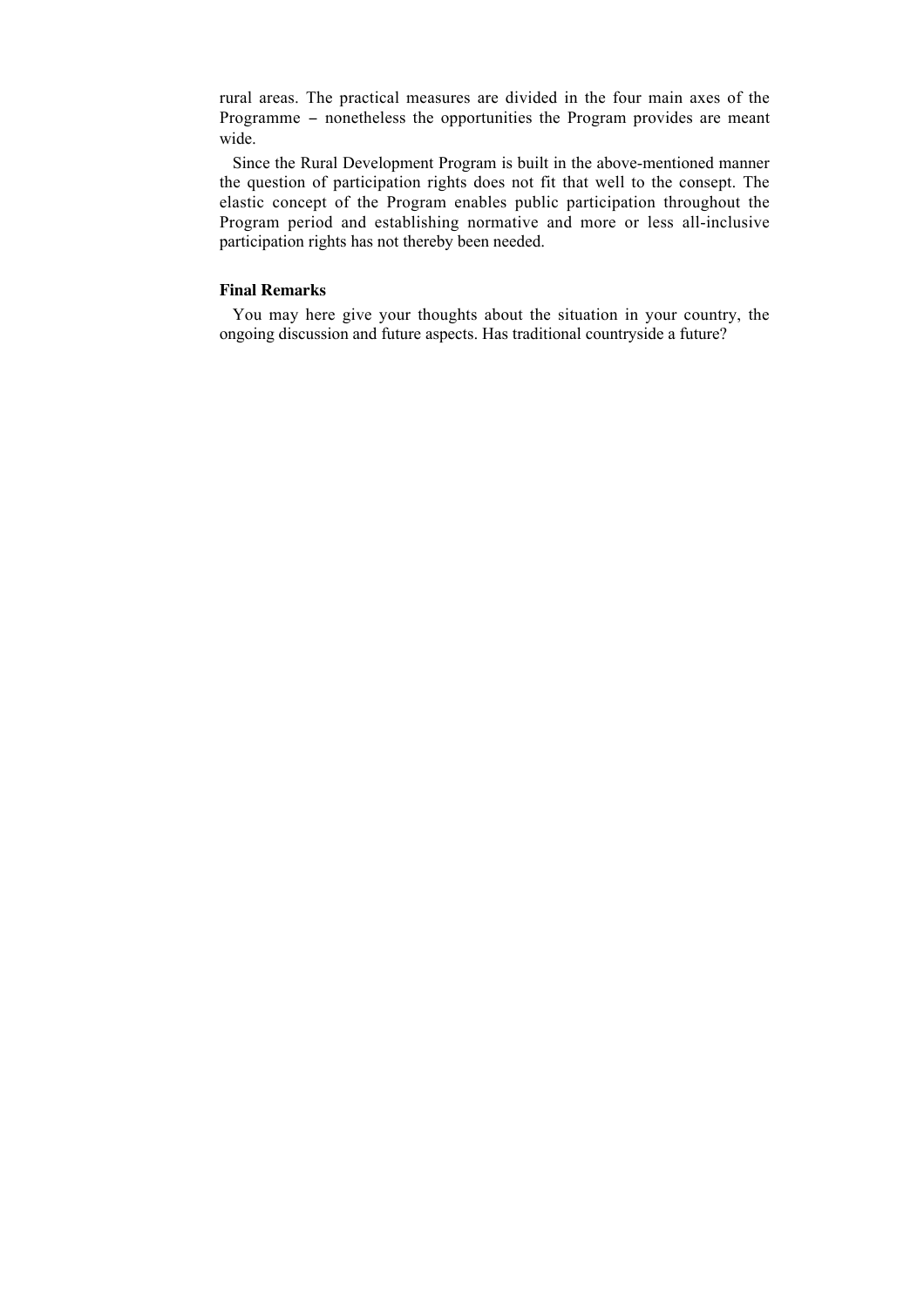rural areas. The practical measures are divided in the four main axes of the Programme – nonetheless the opportunities the Program provides are meant wide.

Since the Rural Development Program is built in the above-mentioned manner the question of participation rights does not fit that well to the consept. The elastic concept of the Program enables public participation throughout the Program period and establishing normative and more or less all-inclusive participation rights has not thereby been needed.

**Final Remarks**

You may here give your thoughts about the situation in your country, the ongoing discussion and future aspects. Has traditional countryside a future?